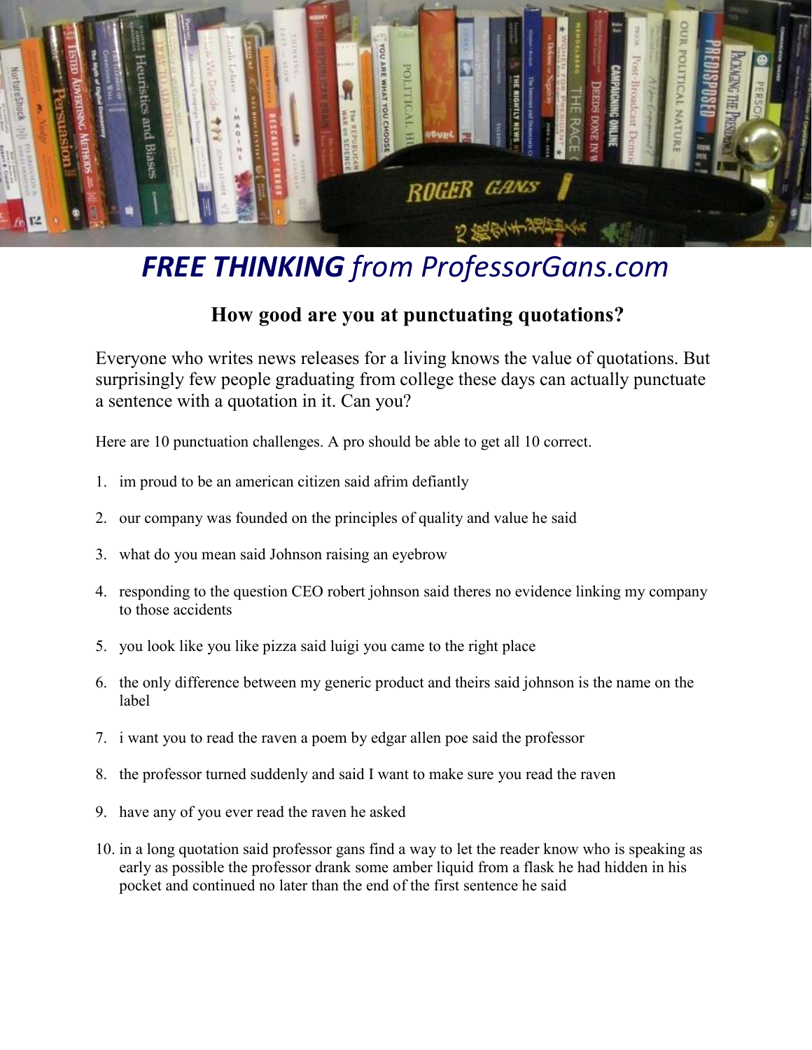# ***FREE THINKING*** *from ProfessorGans.com*

## How good are you at punctuating quotations?

Everyone who writes news releases for a living knows the value of quotations. But surprisingly few people graduating from college these days can actually punctuate a sentence with a quotation in it. Can you?

Here are 10 punctuation challenges. A pro should be able to get all 10 correct.

1. im proud to be an american citizen said afrim defiantly
2. our company was founded on the principles of quality and value he said
3. what do you mean said Johnson raising an eyebrow
4. responding to the question CEO robert johnson said theres no evidence linking my company to those accidents
5. you look like you like pizza said luigi you came to the right place
6. the only difference between my generic product and theirs said johnson is the name on the label
7. i want you to read the raven a poem by edgar allen poe said the professor
8. the professor turned suddenly and said I want to make sure you read the raven
9. have any of you ever read the raven he asked
10. in a long quotation said professor gans find a way to let the reader know who is speaking as early as possible the professor drank some amber liquid from a flask he had hidden in his pocket and continued no later than the end of the first sentence he said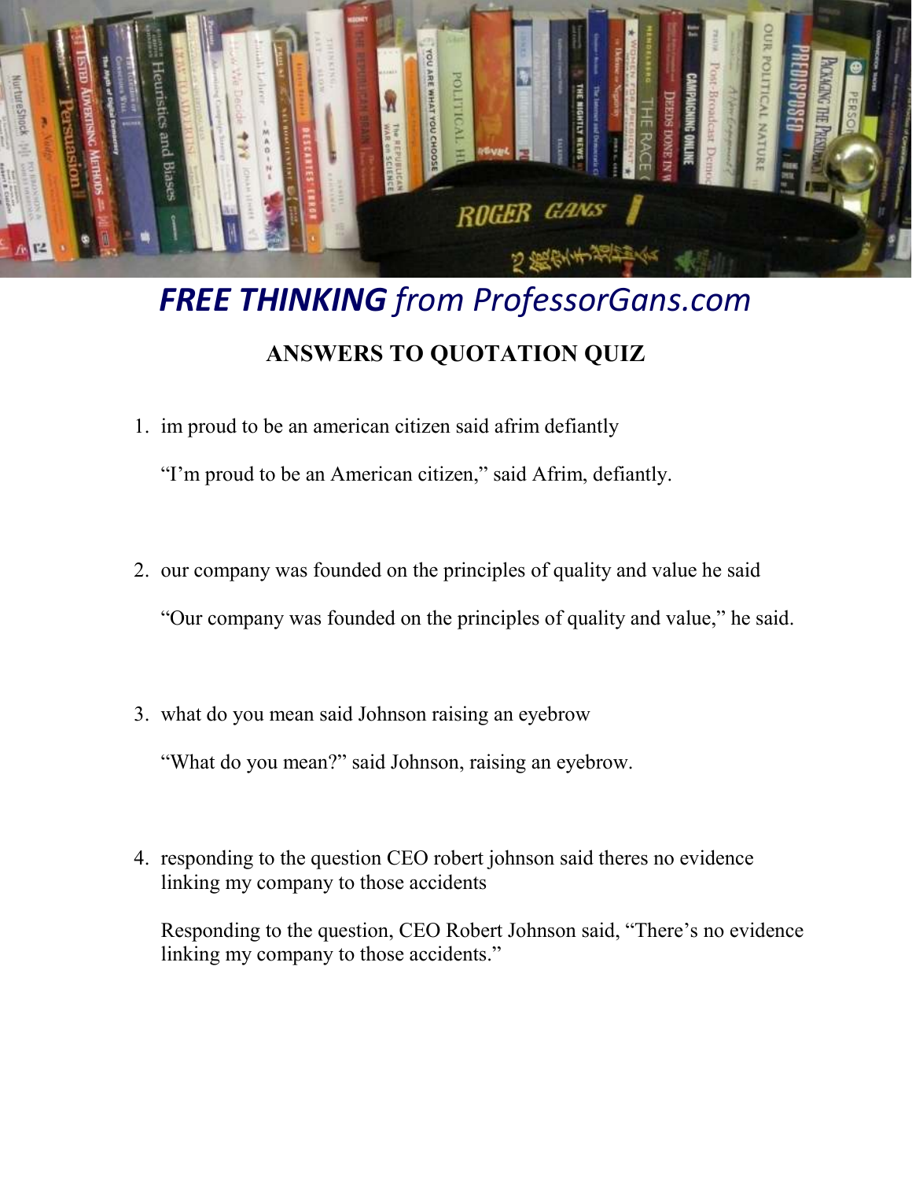*FREE THINKING from ProfessorGans.com*

## ANSWERS TO QUOTATION QUIZ

1. im proud to be an american citizen said afrim defiantly

   “I’m proud to be an American citizen,” said Afrim, defiantly.

2. our company was founded on the principles of quality and value he said

   “Our company was founded on the principles of quality and value,” he said.

3. what do you mean said Johnson raising an eyebrow

   “What do you mean?” said Johnson, raising an eyebrow.

4. responding to the question CEO robert johnson said theres no evidence linking my company to those accidents

   Responding to the question, CEO Robert Johnson said, “There’s no evidence linking my company to those accidents.”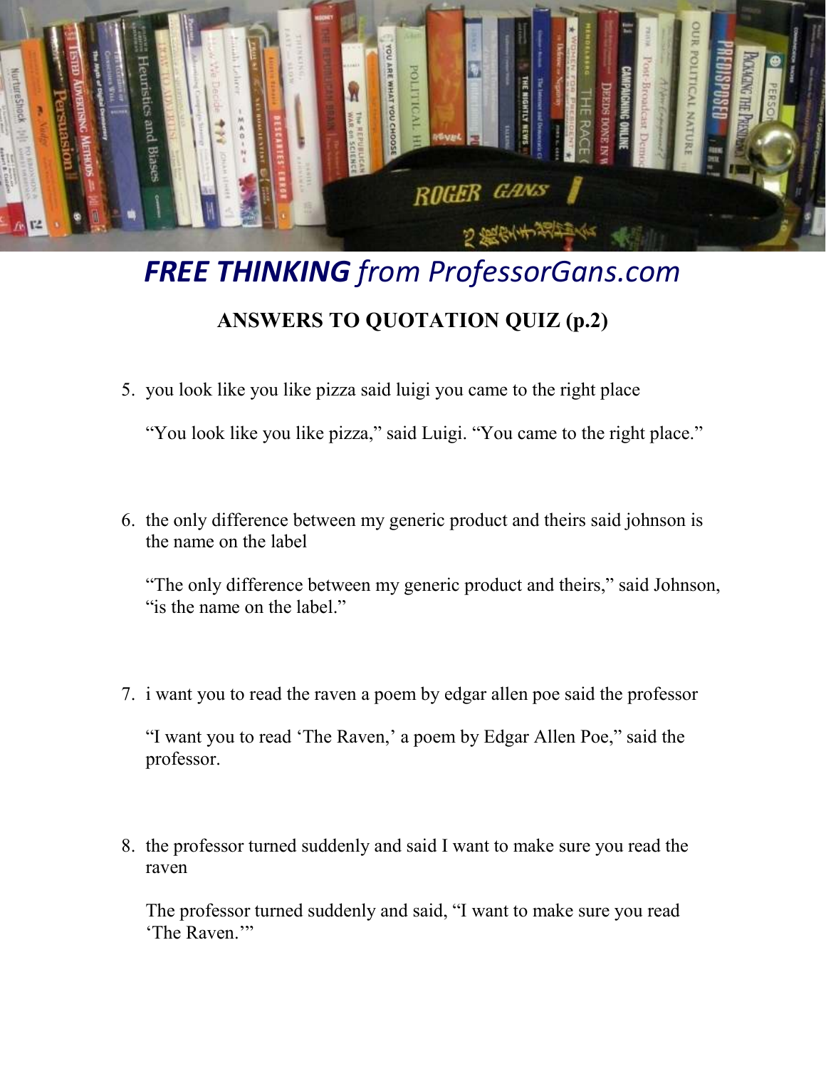# *FREE THINKING from ProfessorGans.com*

## ANSWERS TO QUOTATION QUIZ (p.2)

5. you look like you like pizza said luigi you came to the right place

   “You look like you like pizza,” said Luigi. “You came to the right place.”

6. the only difference between my generic product and theirs said johnson is the name on the label

   “The only difference between my generic product and theirs,” said Johnson, “is the name on the label.”

7. i want you to read the raven a poem by edgar allen poe said the professor

   “I want you to read ‘The Raven,’ a poem by Edgar Allen Poe,” said the professor.

8. the professor turned suddenly and said I want to make sure you read the raven

   The professor turned suddenly and said, “I want to make sure you read ‘The Raven.’”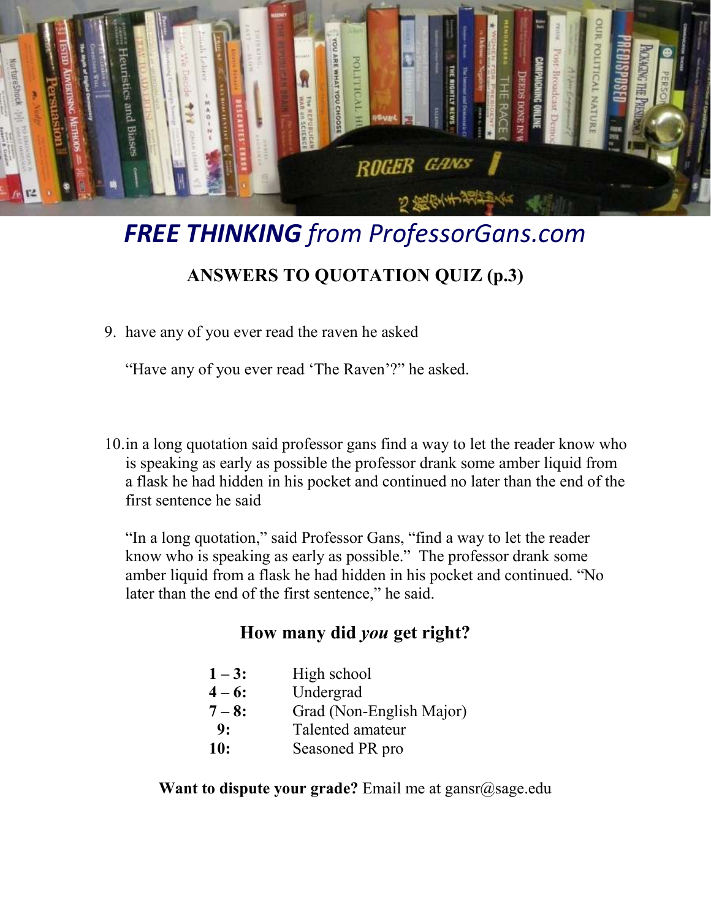# *FREE THINKING from ProfessorGans.com*

## ANSWERS TO QUOTATION QUIZ (p.3)

9. have any of you ever read the raven he asked

   "Have any of you ever read 'The Raven'?" he asked.

10. in a long quotation said professor gans find a way to let the reader know who is speaking as early as possible the professor drank some amber liquid from a flask he had hidden in his pocket and continued no later than the end of the first sentence he said

    "In a long quotation," said Professor Gans, "find a way to let the reader know who is speaking as early as possible." The professor drank some amber liquid from a flask he had hidden in his pocket and continued. "No later than the end of the first sentence," he said.

### How many did *you* get right?

| | |
|---|---|
| **1 – 3:** | High school |
| **4 – 6:** | Undergrad |
| **7 – 8:** | Grad (Non-English Major) |
| **9:** | Talented amateur |
| **10:** | Seasoned PR pro |

**Want to dispute your grade?** Email me at gansr@sage.edu